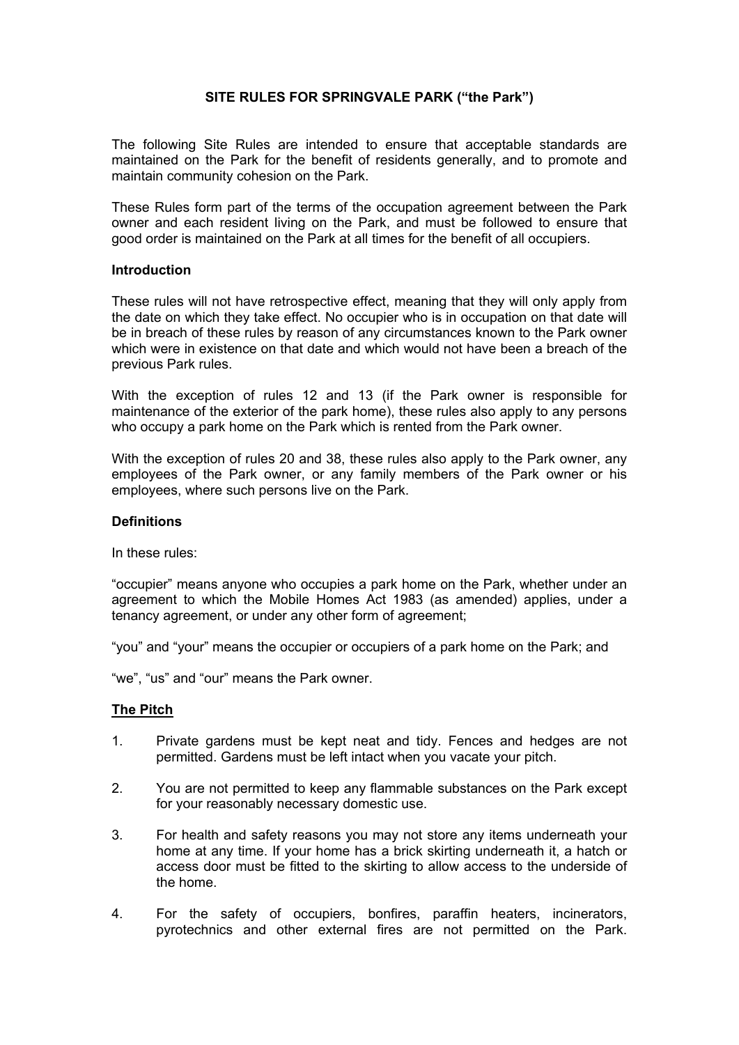# SITE RULES FOR SPRINGVALE PARK ("the Park")

The following Site Rules are intended to ensure that acceptable standards are maintained on the Park for the benefit of residents generally, and to promote and maintain community cohesion on the Park.

These Rules form part of the terms of the occupation agreement between the Park owner and each resident living on the Park, and must be followed to ensure that good order is maintained on the Park at all times for the benefit of all occupiers.

## Introduction

These rules will not have retrospective effect, meaning that they will only apply from the date on which they take effect. No occupier who is in occupation on that date will be in breach of these rules by reason of any circumstances known to the Park owner which were in existence on that date and which would not have been a breach of the previous Park rules.

With the exception of rules 12 and 13 (if the Park owner is responsible for maintenance of the exterior of the park home), these rules also apply to any persons who occupy a park home on the Park which is rented from the Park owner.

With the exception of rules 20 and 38, these rules also apply to the Park owner, any employees of the Park owner, or any family members of the Park owner or his employees, where such persons live on the Park.

## Definitions

In these rules:

"occupier" means anyone who occupies a park home on the Park, whether under an agreement to which the Mobile Homes Act 1983 (as amended) applies, under a tenancy agreement, or under any other form of agreement;

"you" and "your" means the occupier or occupiers of a park home on the Park; and

"we", "us" and "our" means the Park owner.

## The Pitch

1. Private gardens must be kept neat and tidy. Fences and hedges are not permitted. Gardens must be left intact when you vacate your pitch.

2. You are not permitted to keep any flammable substances on the Park except for your reasonably necessary domestic use.

3. For health and safety reasons you may not store any items underneath your home at any time. If your home has a brick skirting underneath it, a hatch or access door must be fitted to the skirting to allow access to the underside of the home.

4. For the safety of occupiers, bonfires, paraffin heaters, incinerators, pyrotechnics and other external fires are not permitted on the Park.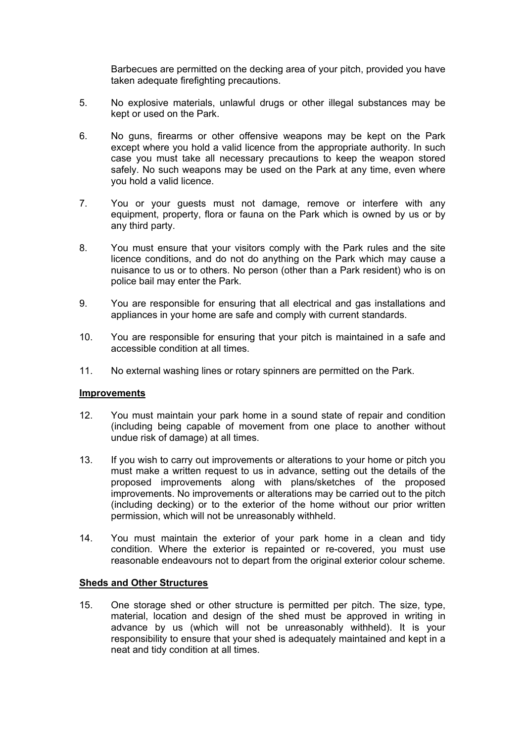Barbecues are permitted on the decking area of your pitch, provided you have taken adequate firefighting precautions.

5. No explosive materials, unlawful drugs or other illegal substances may be kept or used on the Park.

6. No guns, firearms or other offensive weapons may be kept on the Park except where you hold a valid licence from the appropriate authority. In such case you must take all necessary precautions to keep the weapon stored safely. No such weapons may be used on the Park at any time, even where you hold a valid licence.

7. You or your guests must not damage, remove or interfere with any equipment, property, flora or fauna on the Park which is owned by us or by any third party.

8. You must ensure that your visitors comply with the Park rules and the site licence conditions, and do not do anything on the Park which may cause a nuisance to us or to others. No person (other than a Park resident) who is on police bail may enter the Park.

9. You are responsible for ensuring that all electrical and gas installations and appliances in your home are safe and comply with current standards.

10. You are responsible for ensuring that your pitch is maintained in a safe and accessible condition at all times.

11. No external washing lines or rotary spinners are permitted on the Park.

**Improvements**

12. You must maintain your park home in a sound state of repair and condition (including being capable of movement from one place to another without undue risk of damage) at all times.

13. If you wish to carry out improvements or alterations to your home or pitch you must make a written request to us in advance, setting out the details of the proposed improvements along with plans/sketches of the proposed improvements. No improvements or alterations may be carried out to the pitch (including decking) or to the exterior of the home without our prior written permission, which will not be unreasonably withheld.

14. You must maintain the exterior of your park home in a clean and tidy condition. Where the exterior is repainted or re-covered, you must use reasonable endeavours not to depart from the original exterior colour scheme.

**Sheds and Other Structures**

15. One storage shed or other structure is permitted per pitch. The size, type, material, location and design of the shed must be approved in writing in advance by us (which will not be unreasonably withheld). It is your responsibility to ensure that your shed is adequately maintained and kept in a neat and tidy condition at all times.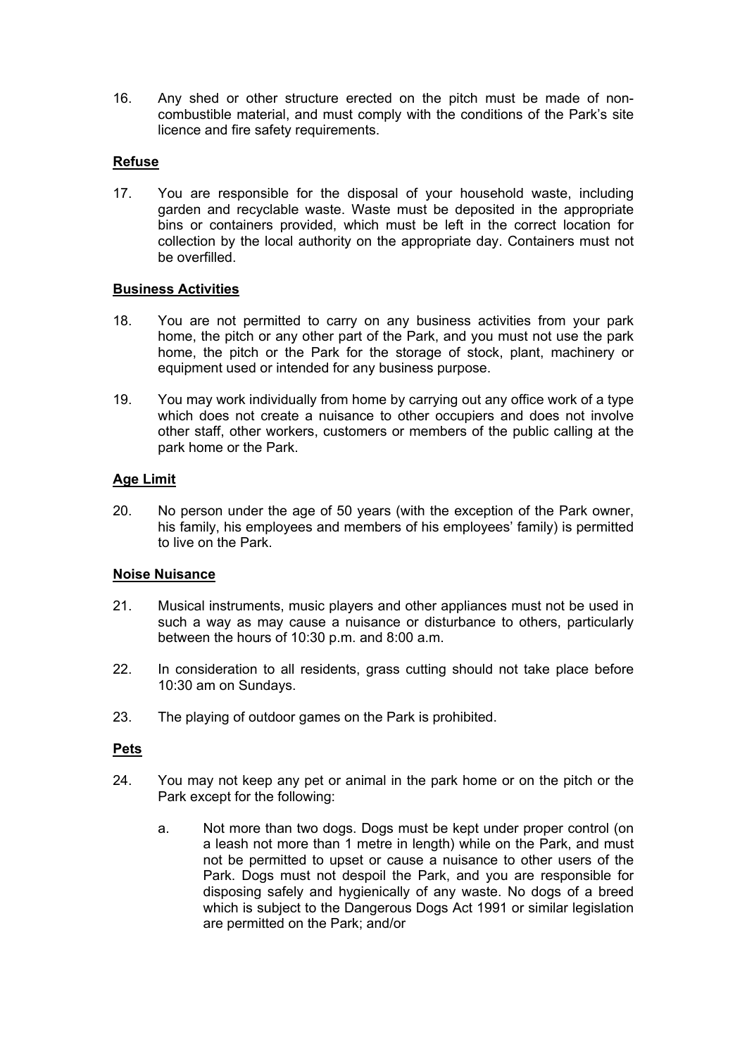16. Any shed or other structure erected on the pitch must be made of non-combustible material, and must comply with the conditions of the Park's site licence and fire safety requirements.

**Refuse**

17. You are responsible for the disposal of your household waste, including garden and recyclable waste. Waste must be deposited in the appropriate bins or containers provided, which must be left in the correct location for collection by the local authority on the appropriate day. Containers must not be overfilled.

**Business Activities**

18. You are not permitted to carry on any business activities from your park home, the pitch or any other part of the Park, and you must not use the park home, the pitch or the Park for the storage of stock, plant, machinery or equipment used or intended for any business purpose.

19. You may work individually from home by carrying out any office work of a type which does not create a nuisance to other occupiers and does not involve other staff, other workers, customers or members of the public calling at the park home or the Park.

**Age Limit**

20. No person under the age of 50 years (with the exception of the Park owner, his family, his employees and members of his employees' family) is permitted to live on the Park.

**Noise Nuisance**

21. Musical instruments, music players and other appliances must not be used in such a way as may cause a nuisance or disturbance to others, particularly between the hours of 10:30 p.m. and 8:00 a.m.

22. In consideration to all residents, grass cutting should not take place before 10:30 am on Sundays.

23. The playing of outdoor games on the Park is prohibited.

**Pets**

24. You may not keep any pet or animal in the park home or on the pitch or the Park except for the following:

    a. Not more than two dogs. Dogs must be kept under proper control (on a leash not more than 1 metre in length) while on the Park, and must not be permitted to upset or cause a nuisance to other users of the Park. Dogs must not despoil the Park, and you are responsible for disposing safely and hygienically of any waste. No dogs of a breed which is subject to the Dangerous Dogs Act 1991 or similar legislation are permitted on the Park; and/or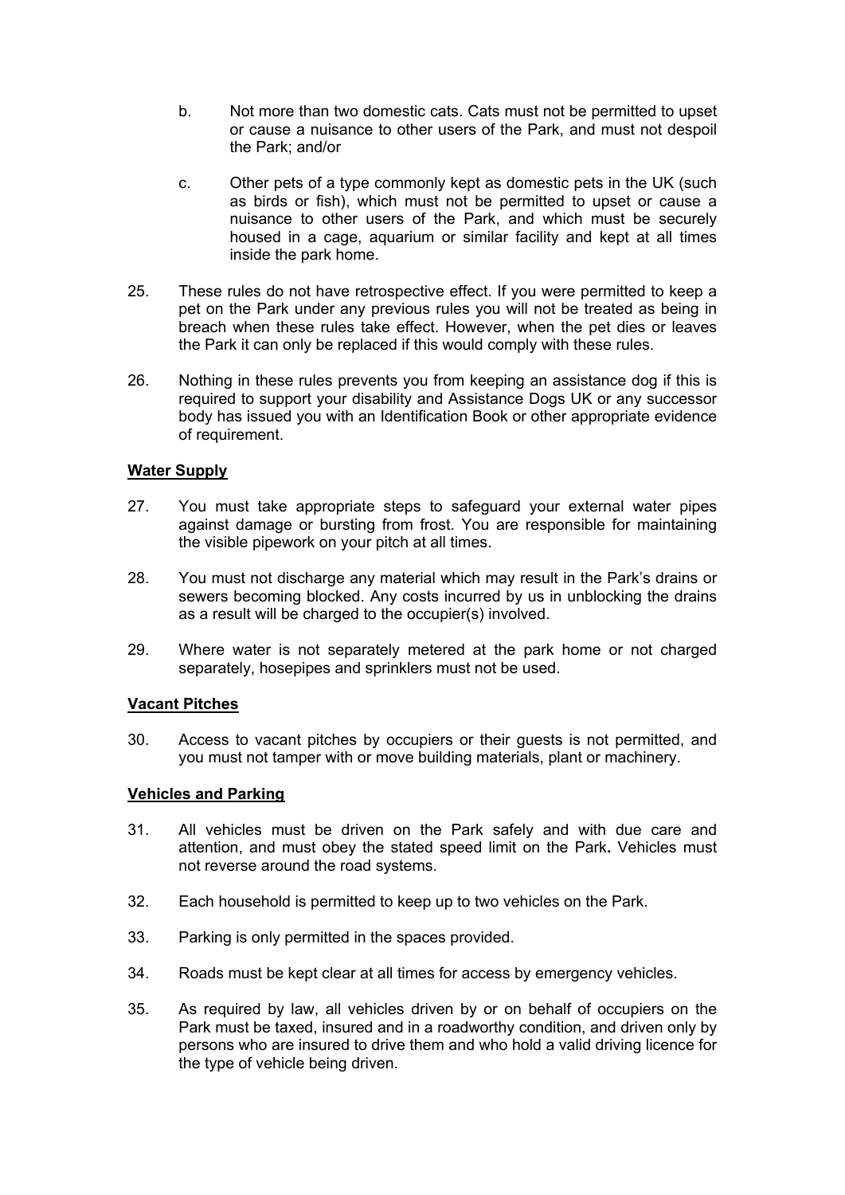b. Not more than two domestic cats. Cats must not be permitted to upset or cause a nuisance to other users of the Park, and must not despoil the Park; and/or

c. Other pets of a type commonly kept as domestic pets in the UK (such as birds or fish), which must not be permitted to upset or cause a nuisance to other users of the Park, and which must be securely housed in a cage, aquarium or similar facility and kept at all times inside the park home.

25. These rules do not have retrospective effect. If you were permitted to keep a pet on the Park under any previous rules you will not be treated as being in breach when these rules take effect. However, when the pet dies or leaves the Park it can only be replaced if this would comply with these rules.

26. Nothing in these rules prevents you from keeping an assistance dog if this is required to support your disability and Assistance Dogs UK or any successor body has issued you with an Identification Book or other appropriate evidence of requirement.

**Water Supply**

27. You must take appropriate steps to safeguard your external water pipes against damage or bursting from frost. You are responsible for maintaining the visible pipework on your pitch at all times.

28. You must not discharge any material which may result in the Park's drains or sewers becoming blocked. Any costs incurred by us in unblocking the drains as a result will be charged to the occupier(s) involved.

29. Where water is not separately metered at the park home or not charged separately, hosepipes and sprinklers must not be used.

**Vacant Pitches**

30. Access to vacant pitches by occupiers or their guests is not permitted, and you must not tamper with or move building materials, plant or machinery.

**Vehicles and Parking**

31. All vehicles must be driven on the Park safely and with due care and attention, and must obey the stated speed limit on the Park**.** Vehicles must not reverse around the road systems.

32. Each household is permitted to keep up to two vehicles on the Park.

33. Parking is only permitted in the spaces provided.

34. Roads must be kept clear at all times for access by emergency vehicles.

35. As required by law, all vehicles driven by or on behalf of occupiers on the Park must be taxed, insured and in a roadworthy condition, and driven only by persons who are insured to drive them and who hold a valid driving licence for the type of vehicle being driven.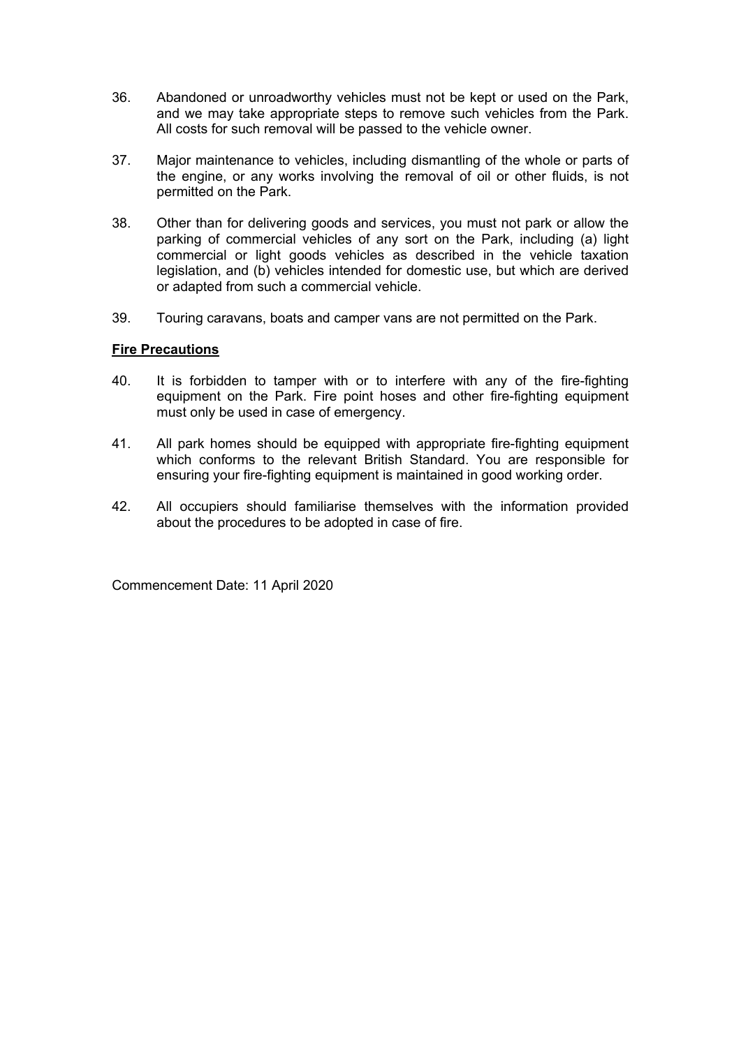36. Abandoned or unroadworthy vehicles must not be kept or used on the Park, and we may take appropriate steps to remove such vehicles from the Park. All costs for such removal will be passed to the vehicle owner.

37. Major maintenance to vehicles, including dismantling of the whole or parts of the engine, or any works involving the removal of oil or other fluids, is not permitted on the Park.

38. Other than for delivering goods and services, you must not park or allow the parking of commercial vehicles of any sort on the Park, including (a) light commercial or light goods vehicles as described in the vehicle taxation legislation, and (b) vehicles intended for domestic use, but which are derived or adapted from such a commercial vehicle.

39. Touring caravans, boats and camper vans are not permitted on the Park.

**Fire Precautions**

40. It is forbidden to tamper with or to interfere with any of the fire-fighting equipment on the Park. Fire point hoses and other fire-fighting equipment must only be used in case of emergency.

41. All park homes should be equipped with appropriate fire-fighting equipment which conforms to the relevant British Standard. You are responsible for ensuring your fire-fighting equipment is maintained in good working order.

42. All occupiers should familiarise themselves with the information provided about the procedures to be adopted in case of fire.

Commencement Date: 11 April 2020